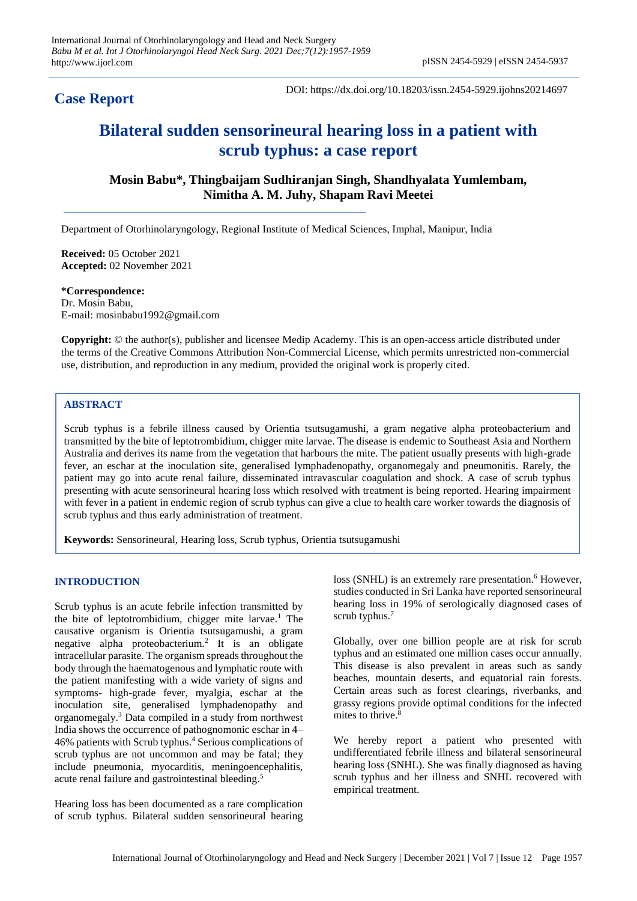**Case Report**

DOI: https://dx.doi.org/10.18203/issn.2454-5929.ijohns20214697

# Bilateral sudden sensorineural hearing loss in a patient with scrub typhus: a case report

**Mosin Babu*, Thingbaijam Sudhiranjan Singh, Shandhyalata Yumlembam, Nimitha A. M. Juhy, Shapam Ravi Meetei**

Department of Otorhinolaryngology, Regional Institute of Medical Sciences, Imphal, Manipur, India

**Received:** 05 October 2021
**Accepted:** 02 November 2021

***Correspondence:**
Dr. Mosin Babu,
E-mail: mosinbabu1992@gmail.com

**Copyright:** © the author(s), publisher and licensee Medip Academy. This is an open-access article distributed under the terms of the Creative Commons Attribution Non-Commercial License, which permits unrestricted non-commercial use, distribution, and reproduction in any medium, provided the original work is properly cited.

## ABSTRACT

Scrub typhus is a febrile illness caused by Orientia tsutsugamushi, a gram negative alpha proteobacterium and transmitted by the bite of leptotrombidium, chigger mite larvae. The disease is endemic to Southeast Asia and Northern Australia and derives its name from the vegetation that harbours the mite. The patient usually presents with high-grade fever, an eschar at the inoculation site, generalised lymphadenopathy, organomegaly and pneumonitis. Rarely, the patient may go into acute renal failure, disseminated intravascular coagulation and shock. A case of scrub typhus presenting with acute sensorineural hearing loss which resolved with treatment is being reported. Hearing impairment with fever in a patient in endemic region of scrub typhus can give a clue to health care worker towards the diagnosis of scrub typhus and thus early administration of treatment.

**Keywords:** Sensorineural, Hearing loss, Scrub typhus, Orientia tsutsugamushi

## INTRODUCTION

Scrub typhus is an acute febrile infection transmitted by the bite of leptotrombidium, chigger mite larvae.[1] The causative organism is Orientia tsutsugamushi, a gram negative alpha proteobacterium.[2] It is an obligate intracellular parasite. The organism spreads throughout the body through the haematogenous and lymphatic route with the patient manifesting with a wide variety of signs and symptoms- high-grade fever, myalgia, eschar at the inoculation site, generalised lymphadenopathy and organomegaly.[3] Data compiled in a study from northwest India shows the occurrence of pathognomonic eschar in 4–46% patients with Scrub typhus.[4] Serious complications of scrub typhus are not uncommon and may be fatal; they include pneumonia, myocarditis, meningoencephalitis, acute renal failure and gastrointestinal bleeding.[5]

Hearing loss has been documented as a rare complication of scrub typhus. Bilateral sudden sensorineural hearing loss (SNHL) is an extremely rare presentation.[6] However, studies conducted in Sri Lanka have reported sensorineural hearing loss in 19% of serologically diagnosed cases of scrub typhus.[7]

Globally, over one billion people are at risk for scrub typhus and an estimated one million cases occur annually. This disease is also prevalent in areas such as sandy beaches, mountain deserts, and equatorial rain forests. Certain areas such as forest clearings, riverbanks, and grassy regions provide optimal conditions for the infected mites to thrive.[8]

We hereby report a patient who presented with undifferentiated febrile illness and bilateral sensorineural hearing loss (SNHL). She was finally diagnosed as having scrub typhus and her illness and SNHL recovered with empirical treatment.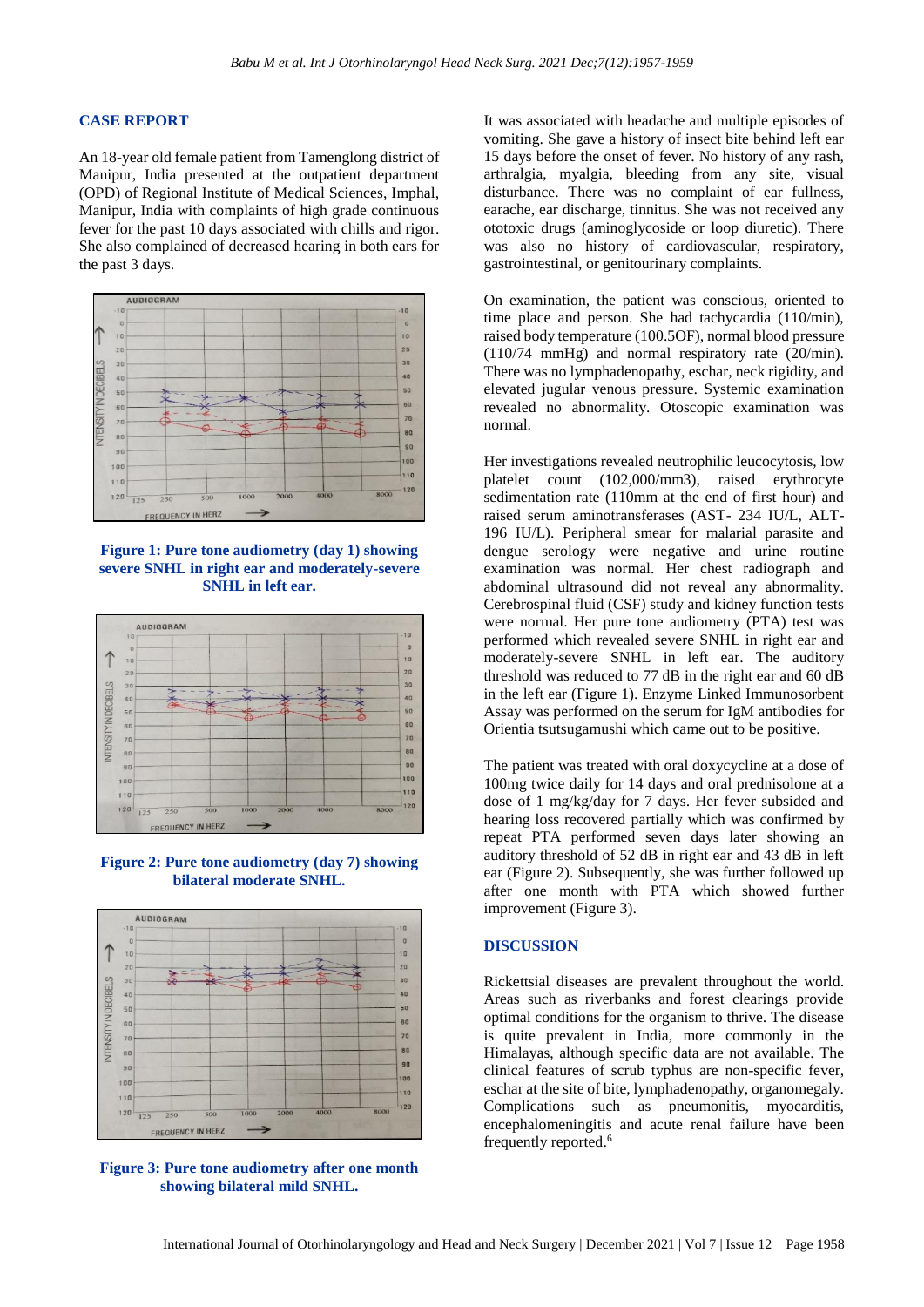## CASE REPORT

An 18-year old female patient from Tamenglong district of Manipur, India presented at the outpatient department (OPD) of Regional Institute of Medical Sciences, Imphal, Manipur, India with complaints of high grade continuous fever for the past 10 days associated with chills and rigor. She also complained of decreased hearing in both ears for the past 3 days.

**Figure 1: Pure tone audiometry (day 1) showing severe SNHL in right ear and moderately-severe SNHL in left ear.**

**Figure 2: Pure tone audiometry (day 7) showing bilateral moderate SNHL.**

**Figure 3: Pure tone audiometry after one month showing bilateral mild SNHL.**

It was associated with headache and multiple episodes of vomiting. She gave a history of insect bite behind left ear 15 days before the onset of fever. No history of any rash, arthralgia, myalgia, bleeding from any site, visual disturbance. There was no complaint of ear fullness, earache, ear discharge, tinnitus. She was not received any ototoxic drugs (aminoglycoside or loop diuretic). There was also no history of cardiovascular, respiratory, gastrointestinal, or genitourinary complaints.

On examination, the patient was conscious, oriented to time place and person. She had tachycardia (110/min), raised body temperature (100.5OF), normal blood pressure (110/74 mmHg) and normal respiratory rate (20/min). There was no lymphadenopathy, eschar, neck rigidity, and elevated jugular venous pressure. Systemic examination revealed no abnormality. Otoscopic examination was normal.

Her investigations revealed neutrophilic leucocytosis, low platelet count (102,000/mm3), raised erythrocyte sedimentation rate (110mm at the end of first hour) and raised serum aminotransferases (AST- 234 IU/L, ALT-196 IU/L). Peripheral smear for malarial parasite and dengue serology were negative and urine routine examination was normal. Her chest radiograph and abdominal ultrasound did not reveal any abnormality. Cerebrospinal fluid (CSF) study and kidney function tests were normal. Her pure tone audiometry (PTA) test was performed which revealed severe SNHL in right ear and moderately-severe SNHL in left ear. The auditory threshold was reduced to 77 dB in the right ear and 60 dB in the left ear (Figure 1). Enzyme Linked Immunosorbent Assay was performed on the serum for IgM antibodies for Orientia tsutsugamushi which came out to be positive.

The patient was treated with oral doxycycline at a dose of 100mg twice daily for 14 days and oral prednisolone at a dose of 1 mg/kg/day for 7 days. Her fever subsided and hearing loss recovered partially which was confirmed by repeat PTA performed seven days later showing an auditory threshold of 52 dB in right ear and 43 dB in left ear (Figure 2). Subsequently, she was further followed up after one month with PTA which showed further improvement (Figure 3).

## DISCUSSION

Rickettsial diseases are prevalent throughout the world. Areas such as riverbanks and forest clearings provide optimal conditions for the organism to thrive. The disease is quite prevalent in India, more commonly in the Himalayas, although specific data are not available. The clinical features of scrub typhus are non-specific fever, eschar at the site of bite, lymphadenopathy, organomegaly. Complications such as pneumonitis, myocarditis, encephalomeningitis and acute renal failure have been frequently reported.[6]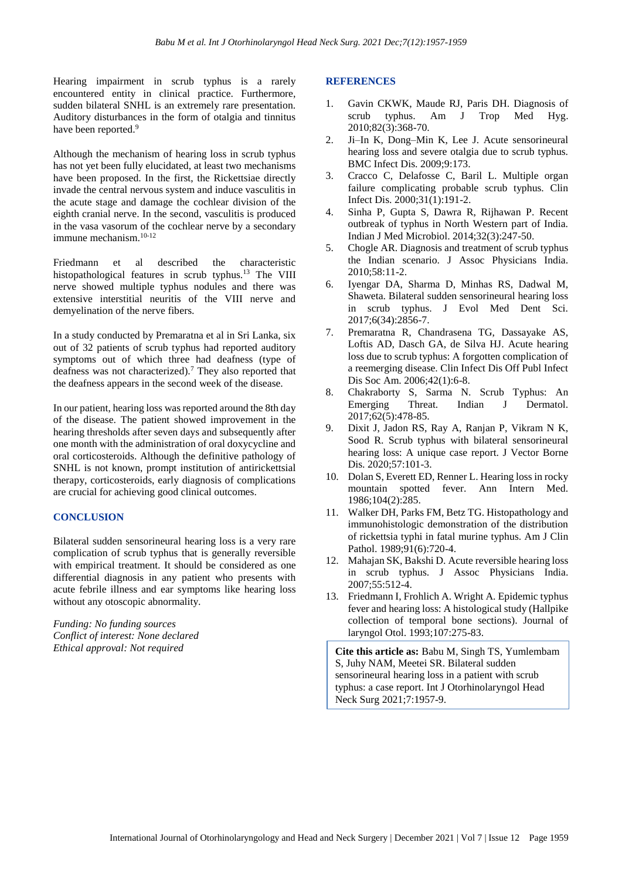Hearing impairment in scrub typhus is a rarely encountered entity in clinical practice. Furthermore, sudden bilateral SNHL is an extremely rare presentation. Auditory disturbances in the form of otalgia and tinnitus have been reported.[9]

Although the mechanism of hearing loss in scrub typhus has not yet been fully elucidated, at least two mechanisms have been proposed. In the first, the Rickettsiae directly invade the central nervous system and induce vasculitis in the acute stage and damage the cochlear division of the eighth cranial nerve. In the second, vasculitis is produced in the vasa vasorum of the cochlear nerve by a secondary immune mechanism.[10-12]

Friedmann et al described the characteristic histopathological features in scrub typhus.[13] The VIII nerve showed multiple typhus nodules and there was extensive interstitial neuritis of the VIII nerve and demyelination of the nerve fibers.

In a study conducted by Premaratna et al in Sri Lanka, six out of 32 patients of scrub typhus had reported auditory symptoms out of which three had deafness (type of deafness was not characterized).[7] They also reported that the deafness appears in the second week of the disease.

In our patient, hearing loss was reported around the 8th day of the disease. The patient showed improvement in the hearing thresholds after seven days and subsequently after one month with the administration of oral doxycycline and oral corticosteroids. Although the definitive pathology of SNHL is not known, prompt institution of antirickettsial therapy, corticosteroids, early diagnosis of complications are crucial for achieving good clinical outcomes.

## CONCLUSION

Bilateral sudden sensorineural hearing loss is a very rare complication of scrub typhus that is generally reversible with empirical treatment. It should be considered as one differential diagnosis in any patient who presents with acute febrile illness and ear symptoms like hearing loss without any otoscopic abnormality.

*Funding: No funding sources*
*Conflict of interest: None declared*
*Ethical approval: Not required*

## REFERENCES

1. Gavin CKWK, Maude RJ, Paris DH. Diagnosis of scrub typhus. Am J Trop Med Hyg. 2010;82(3):368-70.
2. Ji–In K, Dong–Min K, Lee J. Acute sensorineural hearing loss and severe otalgia due to scrub typhus. BMC Infect Dis. 2009;9:173.
3. Cracco C, Delafosse C, Baril L. Multiple organ failure complicating probable scrub typhus. Clin Infect Dis. 2000;31(1):191-2.
4. Sinha P, Gupta S, Dawra R, Rijhawan P. Recent outbreak of typhus in North Western part of India. Indian J Med Microbiol. 2014;32(3):247-50.
5. Chogle AR. Diagnosis and treatment of scrub typhus the Indian scenario. J Assoc Physicians India. 2010;58:11-2.
6. Iyengar DA, Sharma D, Minhas RS, Dadwal M, Shaweta. Bilateral sudden sensorineural hearing loss in scrub typhus. J Evol Med Dent Sci. 2017;6(34):2856-7.
7. Premaratna R, Chandrasena TG, Dassayake AS, Loftis AD, Dasch GA, de Silva HJ. Acute hearing loss due to scrub typhus: A forgotten complication of a reemerging disease. Clin Infect Dis Off Publ Infect Dis Soc Am. 2006;42(1):6-8.
8. Chakraborty S, Sarma N. Scrub Typhus: An Emerging Threat. Indian J Dermatol. 2017;62(5):478-85.
9. Dixit J, Jadon RS, Ray A, Ranjan P, Vikram N K, Sood R. Scrub typhus with bilateral sensorineural hearing loss: A unique case report. J Vector Borne Dis. 2020;57:101-3.
10. Dolan S, Everett ED, Renner L. Hearing loss in rocky mountain spotted fever. Ann Intern Med. 1986;104(2):285.
11. Walker DH, Parks FM, Betz TG. Histopathology and immunohistologic demonstration of the distribution of rickettsia typhi in fatal murine typhus. Am J Clin Pathol. 1989;91(6):720-4.
12. Mahajan SK, Bakshi D. Acute reversible hearing loss in scrub typhus. J Assoc Physicians India. 2007;55:512-4.
13. Friedmann I, Frohlich A. Wright A. Epidemic typhus fever and hearing loss: A histological study (Hallpike collection of temporal bone sections). Journal of laryngol Otol. 1993;107:275-83.

**Cite this article as:** Babu M, Singh TS, Yumlembam S, Juhy NAM, Meetei SR. Bilateral sudden sensorineural hearing loss in a patient with scrub typhus: a case report. Int J Otorhinolaryngol Head Neck Surg 2021;7:1957-9.